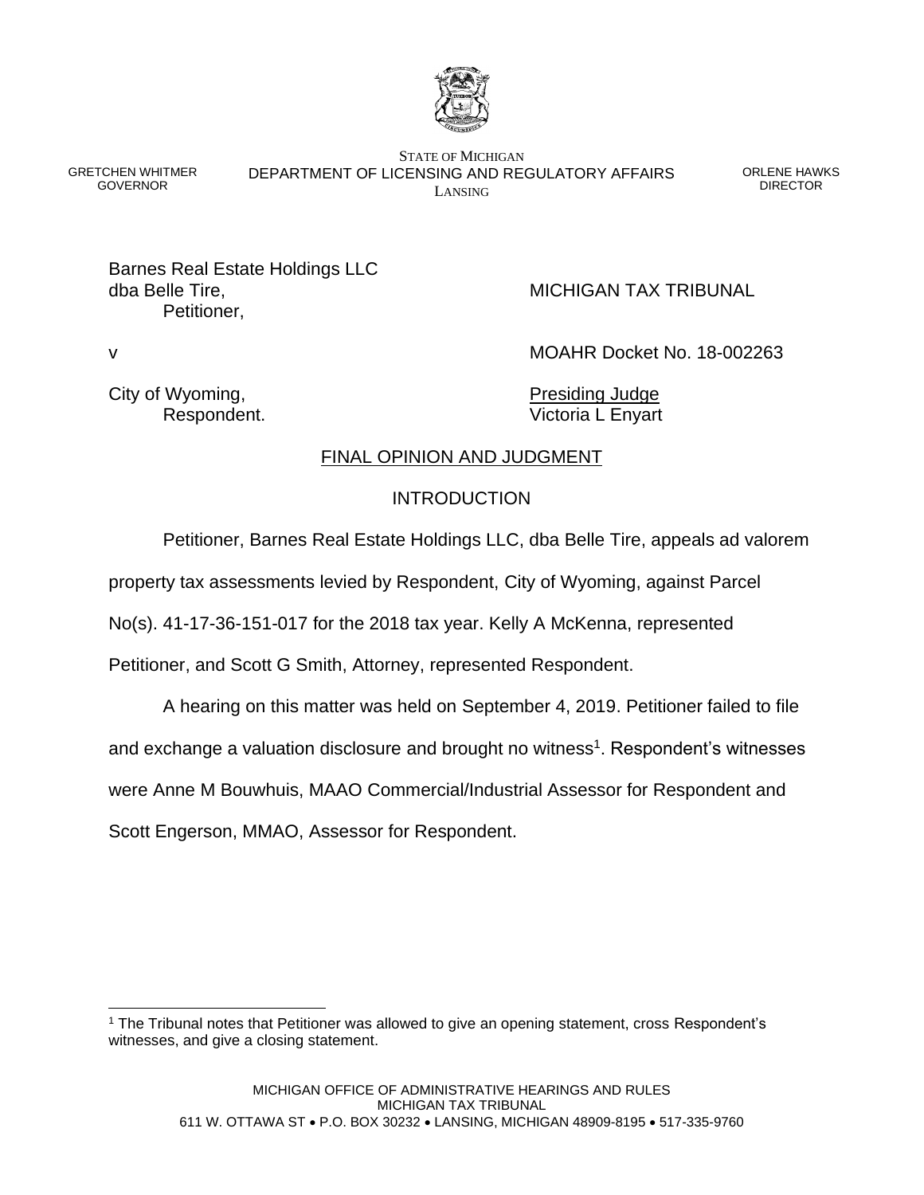GRETCHEN WHITMER
GOVERNOR

STATE OF MICHIGAN
DEPARTMENT OF LICENSING AND REGULATORY AFFAIRS
LANSING

ORLENE HAWKS
DIRECTOR

Barnes Real Estate Holdings LLC
dba Belle Tire,
Petitioner,

v

City of Wyoming,
Respondent.

MICHIGAN TAX TRIBUNAL

MOAHR Docket No. 18-002263

Presiding Judge
Victoria L Enyart

## FINAL OPINION AND JUDGMENT

### INTRODUCTION

Petitioner, Barnes Real Estate Holdings LLC, dba Belle Tire, appeals ad valorem property tax assessments levied by Respondent, City of Wyoming, against Parcel No(s). 41-17-36-151-017 for the 2018 tax year. Kelly A McKenna, represented Petitioner, and Scott G Smith, Attorney, represented Respondent.

A hearing on this matter was held on September 4, 2019. Petitioner failed to file and exchange a valuation disclosure and brought no witness[1]. Respondent's witnesses were Anne M Bouwhuis, MAAO Commercial/Industrial Assessor for Respondent and Scott Engerson, MMAO, Assessor for Respondent.

[1] The Tribunal notes that Petitioner was allowed to give an opening statement, cross Respondent's witnesses, and give a closing statement.

MICHIGAN OFFICE OF ADMINISTRATIVE HEARINGS AND RULES
MICHIGAN TAX TRIBUNAL
611 W. OTTAWA ST • P.O. BOX 30232 • LANSING, MICHIGAN 48909-8195 • 517-335-9760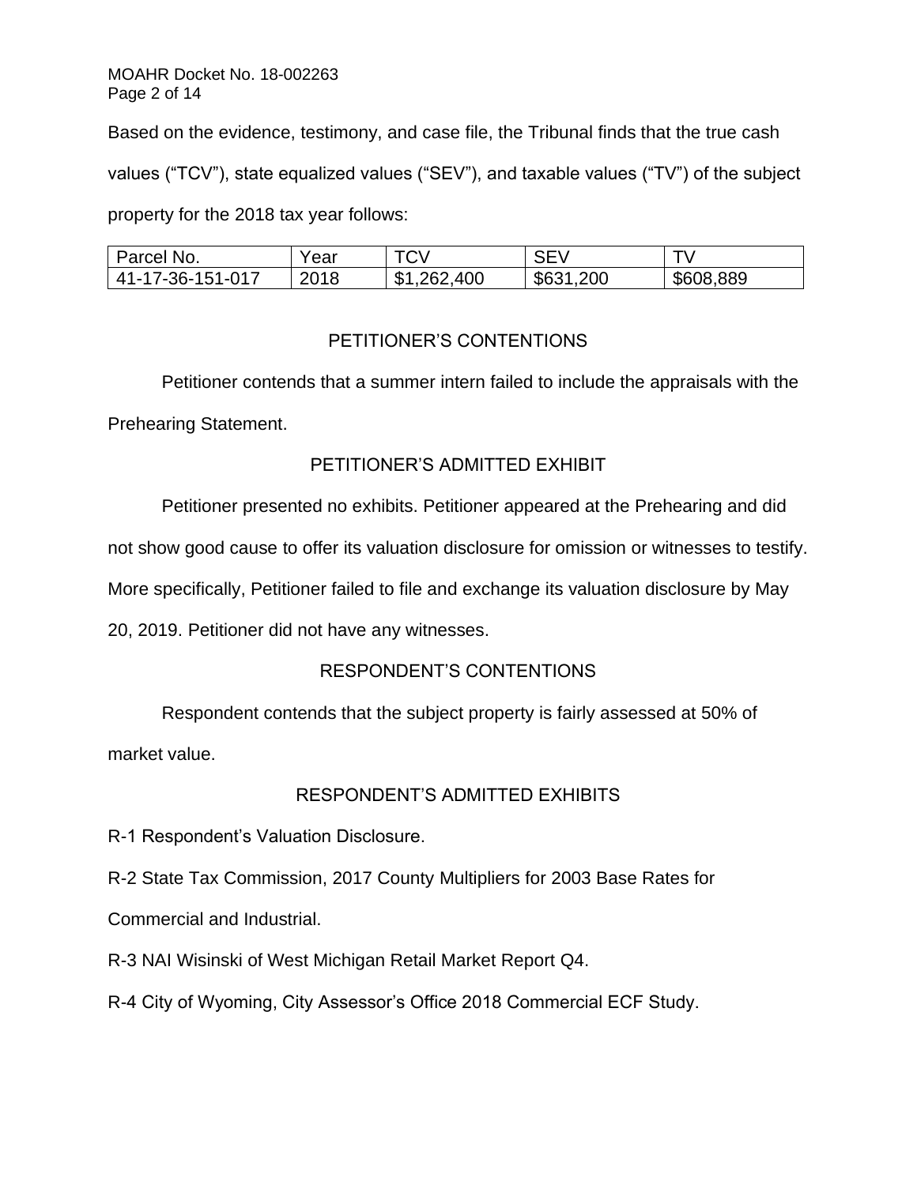Based on the evidence, testimony, and case file, the Tribunal finds that the true cash values ("TCV"), state equalized values ("SEV"), and taxable values ("TV") of the subject property for the 2018 tax year follows:

| Parcel No. | Year | TCV | SEV | TV |
| --- | --- | --- | --- | --- |
| 41-17-36-151-017 | 2018 | $1,262,400 | $631,200 | $608,889 |

## PETITIONER'S CONTENTIONS

Petitioner contends that a summer intern failed to include the appraisals with the Prehearing Statement.

## PETITIONER'S ADMITTED EXHIBIT

Petitioner presented no exhibits. Petitioner appeared at the Prehearing and did not show good cause to offer its valuation disclosure for omission or witnesses to testify. More specifically, Petitioner failed to file and exchange its valuation disclosure by May 20, 2019. Petitioner did not have any witnesses.

## RESPONDENT'S CONTENTIONS

Respondent contends that the subject property is fairly assessed at 50% of market value.

## RESPONDENT'S ADMITTED EXHIBITS

R-1 Respondent's Valuation Disclosure.

R-2 State Tax Commission, 2017 County Multipliers for 2003 Base Rates for Commercial and Industrial.

R-3 NAI Wisinski of West Michigan Retail Market Report Q4.

R-4 City of Wyoming, City Assessor's Office 2018 Commercial ECF Study.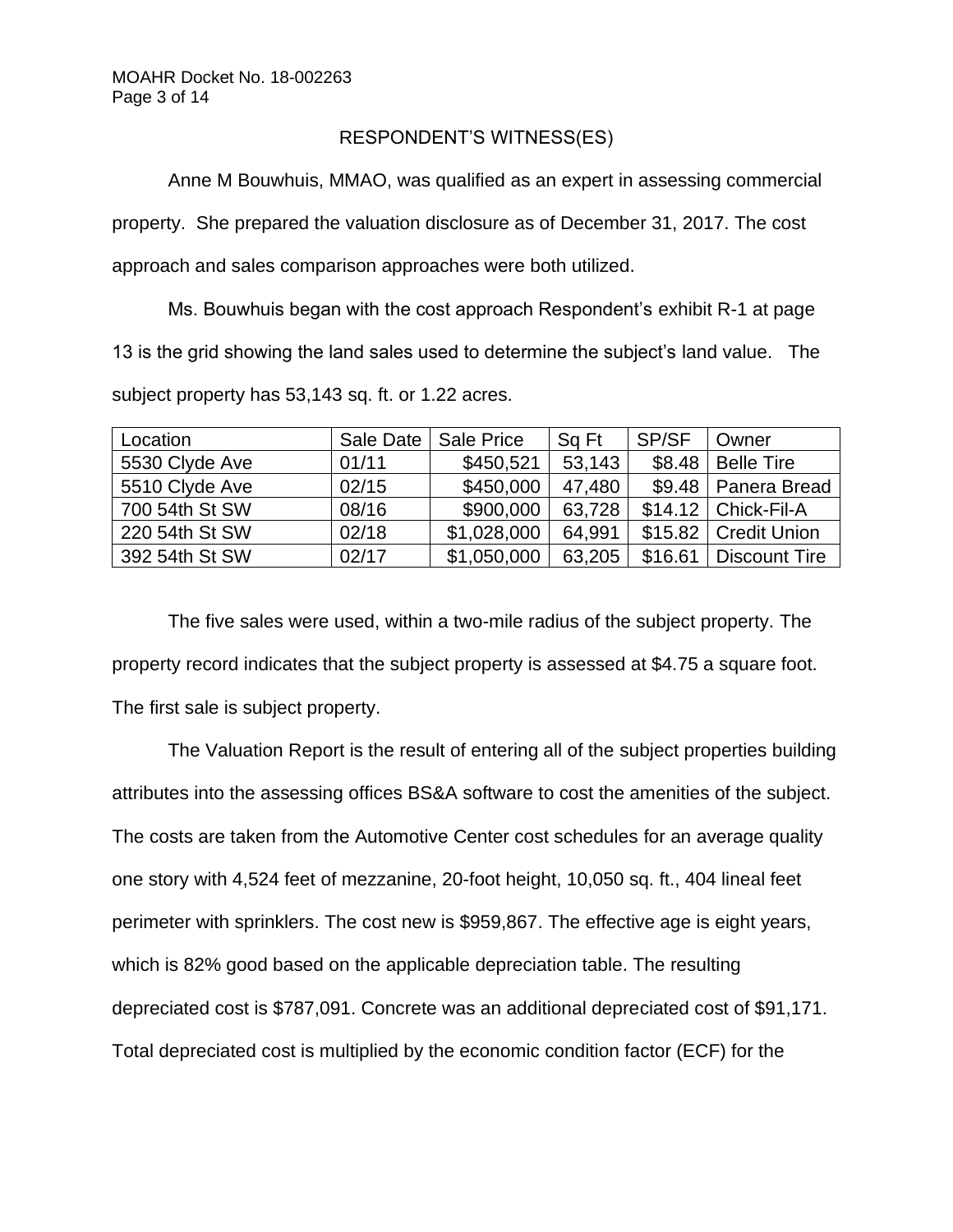RESPONDENT'S WITNESS(ES)

Anne M Bouwhuis, MMAO, was qualified as an expert in assessing commercial property. She prepared the valuation disclosure as of December 31, 2017. The cost approach and sales comparison approaches were both utilized.

Ms. Bouwhuis began with the cost approach Respondent's exhibit R-1 at page 13 is the grid showing the land sales used to determine the subject's land value. The subject property has 53,143 sq. ft. or 1.22 acres.

| Location | Sale Date | Sale Price | Sq Ft | SP/SF | Owner |
|---|---|---|---|---|---|
| 5530 Clyde Ave | 01/11 | $450,521 | 53,143 | $8.48 | Belle Tire |
| 5510 Clyde Ave | 02/15 | $450,000 | 47,480 | $9.48 | Panera Bread |
| 700 54th St SW | 08/16 | $900,000 | 63,728 | $14.12 | Chick-Fil-A |
| 220 54th St SW | 02/18 | $1,028,000 | 64,991 | $15.82 | Credit Union |
| 392 54th St SW | 02/17 | $1,050,000 | 63,205 | $16.61 | Discount Tire |

The five sales were used, within a two-mile radius of the subject property. The property record indicates that the subject property is assessed at $4.75 a square foot. The first sale is subject property.

The Valuation Report is the result of entering all of the subject properties building attributes into the assessing offices BS&A software to cost the amenities of the subject. The costs are taken from the Automotive Center cost schedules for an average quality one story with 4,524 feet of mezzanine, 20-foot height, 10,050 sq. ft., 404 lineal feet perimeter with sprinklers. The cost new is $959,867. The effective age is eight years, which is 82% good based on the applicable depreciation table. The resulting depreciated cost is $787,091. Concrete was an additional depreciated cost of $91,171. Total depreciated cost is multiplied by the economic condition factor (ECF) for the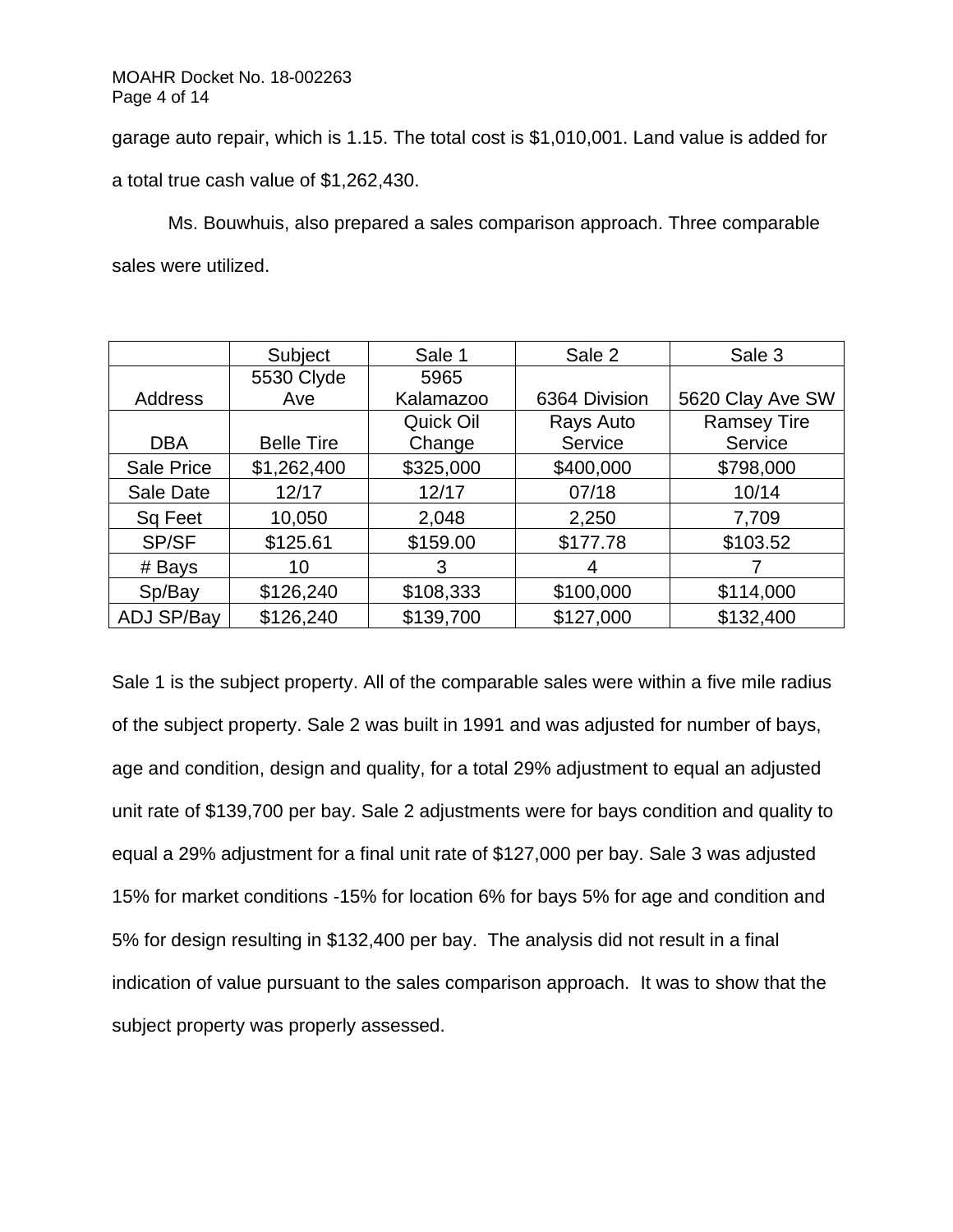garage auto repair, which is 1.15. The total cost is $1,010,001. Land value is added for a total true cash value of $1,262,430.

Ms. Bouwhuis, also prepared a sales comparison approach. Three comparable sales were utilized.

| | Subject | Sale 1 | Sale 2 | Sale 3 |
|---|---|---|---|---|
| Address | 5530 Clyde Ave | 5965 Kalamazoo | 6364 Division | 5620 Clay Ave SW |
| DBA | Belle Tire | Quick Oil Change | Rays Auto Service | Ramsey Tire Service |
| Sale Price | $1,262,400 | $325,000 | $400,000 | $798,000 |
| Sale Date | 12/17 | 12/17 | 07/18 | 10/14 |
| Sq Feet | 10,050 | 2,048 | 2,250 | 7,709 |
| SP/SF | $125.61 | $159.00 | $177.78 | $103.52 |
| # Bays | 10 | 3 | 4 | 7 |
| Sp/Bay | $126,240 | $108,333 | $100,000 | $114,000 |
| ADJ SP/Bay | $126,240 | $139,700 | $127,000 | $132,400 |

Sale 1 is the subject property. All of the comparable sales were within a five mile radius of the subject property. Sale 2 was built in 1991 and was adjusted for number of bays, age and condition, design and quality, for a total 29% adjustment to equal an adjusted unit rate of $139,700 per bay. Sale 2 adjustments were for bays condition and quality to equal a 29% adjustment for a final unit rate of $127,000 per bay. Sale 3 was adjusted 15% for market conditions -15% for location 6% for bays 5% for age and condition and 5% for design resulting in $132,400 per bay. The analysis did not result in a final indication of value pursuant to the sales comparison approach. It was to show that the subject property was properly assessed.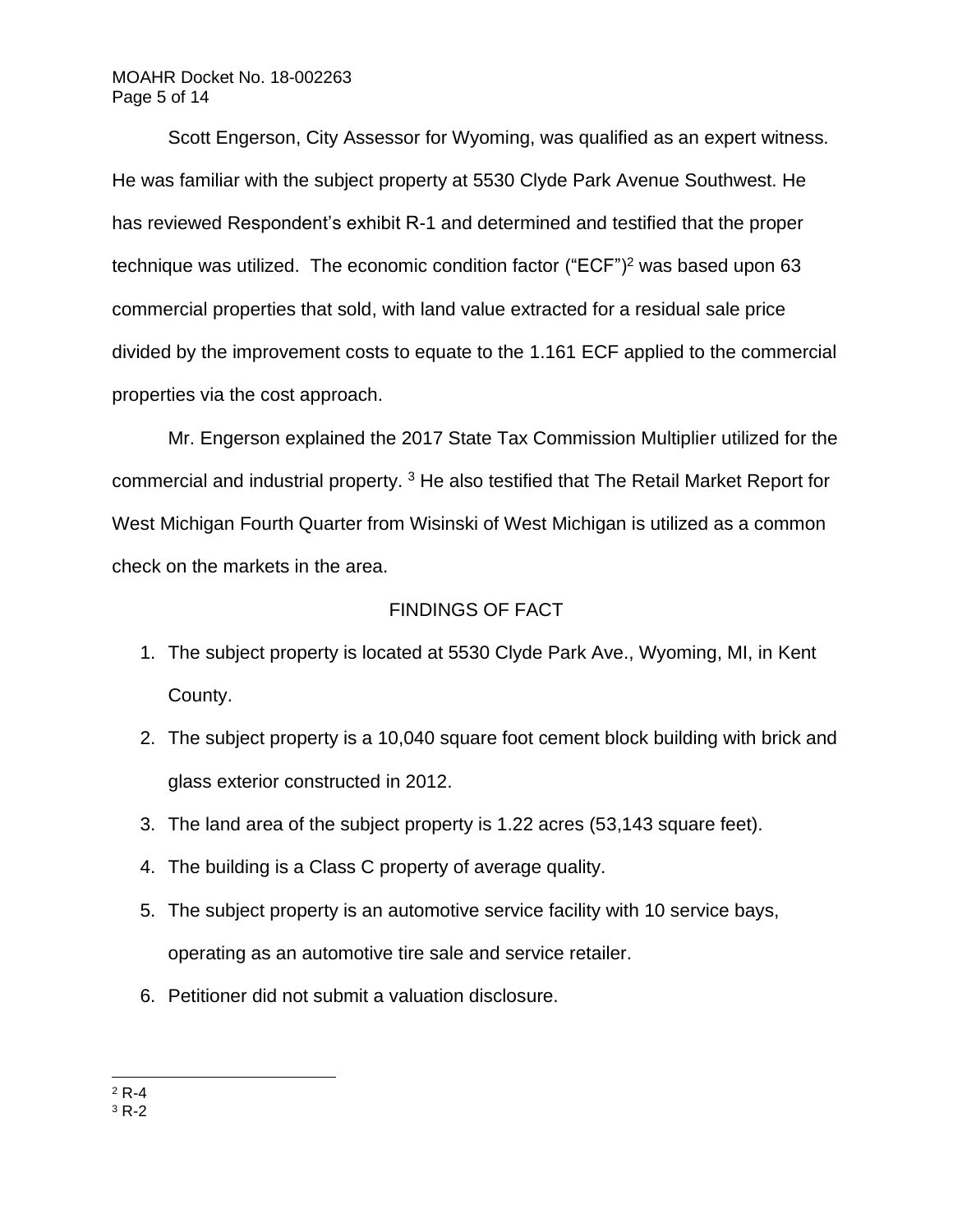Scott Engerson, City Assessor for Wyoming, was qualified as an expert witness. He was familiar with the subject property at 5530 Clyde Park Avenue Southwest. He has reviewed Respondent's exhibit R-1 and determined and testified that the proper technique was utilized. The economic condition factor ("ECF")[2] was based upon 63 commercial properties that sold, with land value extracted for a residual sale price divided by the improvement costs to equate to the 1.161 ECF applied to the commercial properties via the cost approach.

Mr. Engerson explained the 2017 State Tax Commission Multiplier utilized for the commercial and industrial property. [3] He also testified that The Retail Market Report for West Michigan Fourth Quarter from Wisinski of West Michigan is utilized as a common check on the markets in the area.

## FINDINGS OF FACT

1. The subject property is located at 5530 Clyde Park Ave., Wyoming, MI, in Kent County.
2. The subject property is a 10,040 square foot cement block building with brick and glass exterior constructed in 2012.
3. The land area of the subject property is 1.22 acres (53,143 square feet).
4. The building is a Class C property of average quality.
5. The subject property is an automotive service facility with 10 service bays, operating as an automotive tire sale and service retailer.
6. Petitioner did not submit a valuation disclosure.

---

[2] R-4

[3] R-2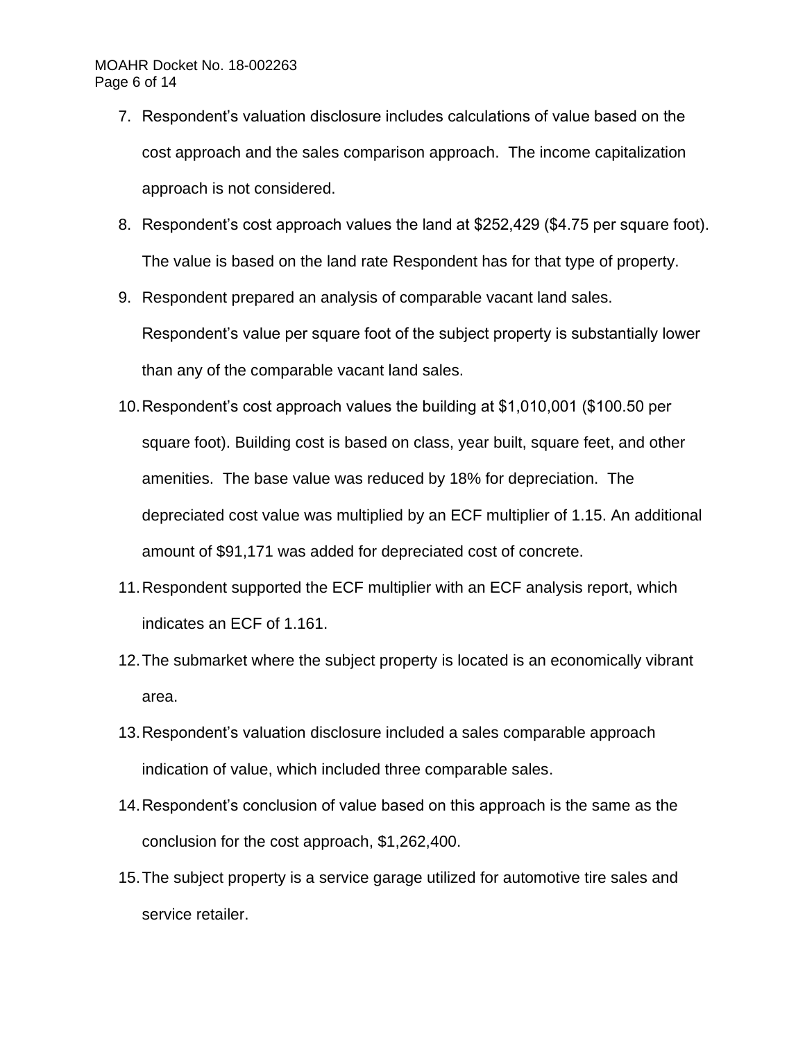7. Respondent's valuation disclosure includes calculations of value based on the cost approach and the sales comparison approach. The income capitalization approach is not considered.
8. Respondent's cost approach values the land at $252,429 ($4.75 per square foot). The value is based on the land rate Respondent has for that type of property.
9. Respondent prepared an analysis of comparable vacant land sales. Respondent's value per square foot of the subject property is substantially lower than any of the comparable vacant land sales.
10. Respondent's cost approach values the building at $1,010,001 ($100.50 per square foot). Building cost is based on class, year built, square feet, and other amenities. The base value was reduced by 18% for depreciation. The depreciated cost value was multiplied by an ECF multiplier of 1.15. An additional amount of $91,171 was added for depreciated cost of concrete.
11. Respondent supported the ECF multiplier with an ECF analysis report, which indicates an ECF of 1.161.
12. The submarket where the subject property is located is an economically vibrant area.
13. Respondent's valuation disclosure included a sales comparable approach indication of value, which included three comparable sales.
14. Respondent's conclusion of value based on this approach is the same as the conclusion for the cost approach, $1,262,400.
15. The subject property is a service garage utilized for automotive tire sales and service retailer.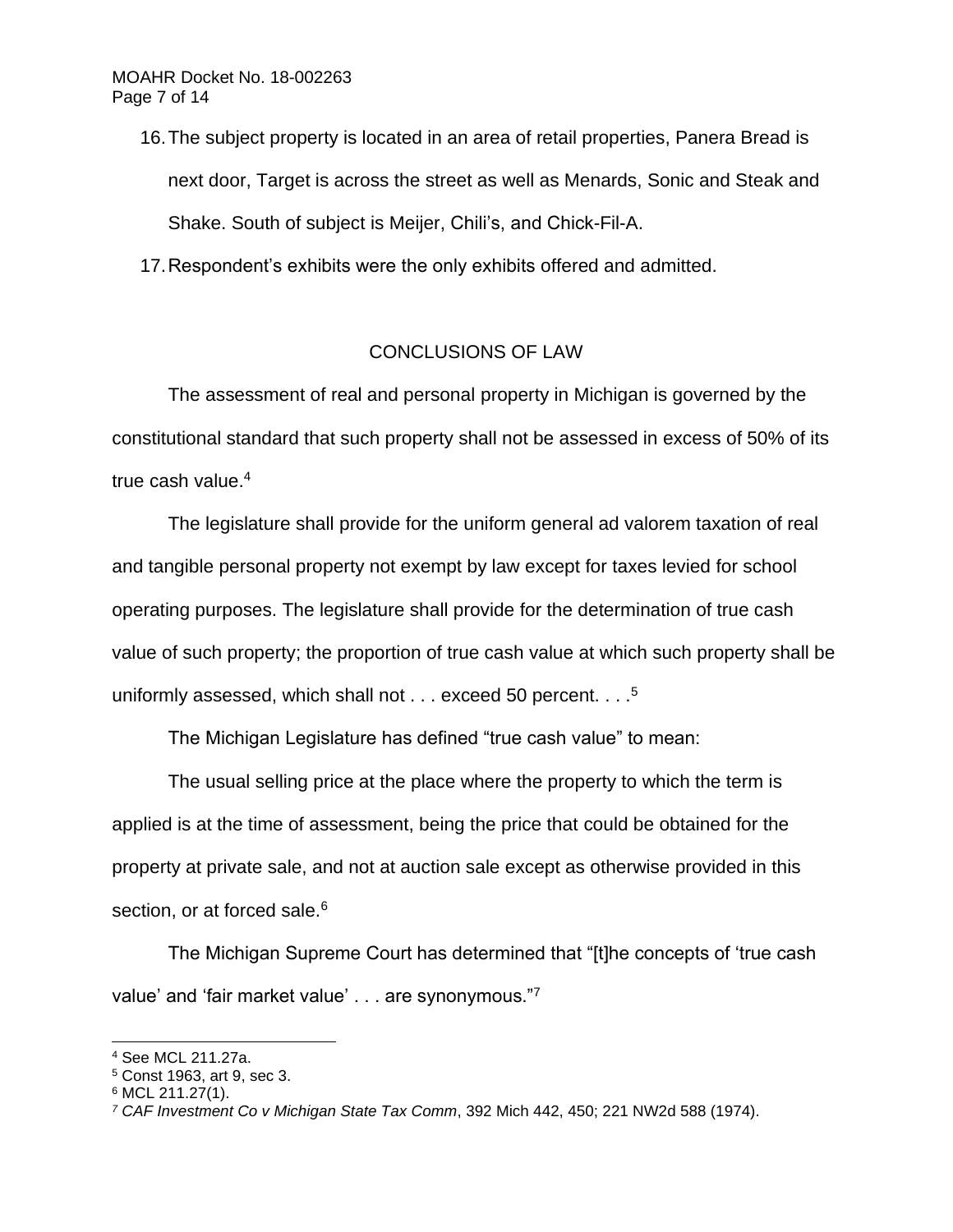16. The subject property is located in an area of retail properties, Panera Bread is next door, Target is across the street as well as Menards, Sonic and Steak and Shake. South of subject is Meijer, Chili's, and Chick-Fil-A.
17. Respondent's exhibits were the only exhibits offered and admitted.

## CONCLUSIONS OF LAW

The assessment of real and personal property in Michigan is governed by the constitutional standard that such property shall not be assessed in excess of 50% of its true cash value.[4]

> The legislature shall provide for the uniform general ad valorem taxation of real and tangible personal property not exempt by law except for taxes levied for school operating purposes. The legislature shall provide for the determination of true cash value of such property; the proportion of true cash value at which such property shall be uniformly assessed, which shall not . . . exceed 50 percent. . . .[5]

The Michigan Legislature has defined "true cash value" to mean:

> The usual selling price at the place where the property to which the term is applied is at the time of assessment, being the price that could be obtained for the property at private sale, and not at auction sale except as otherwise provided in this section, or at forced sale.[6]

The Michigan Supreme Court has determined that "[t]he concepts of 'true cash value' and 'fair market value' . . . are synonymous."[7]

---

[4] See MCL 211.27a.

[5] Const 1963, art 9, sec 3.

[6] MCL 211.27(1).

[7] *CAF Investment Co v Michigan State Tax Comm*, 392 Mich 442, 450; 221 NW2d 588 (1974).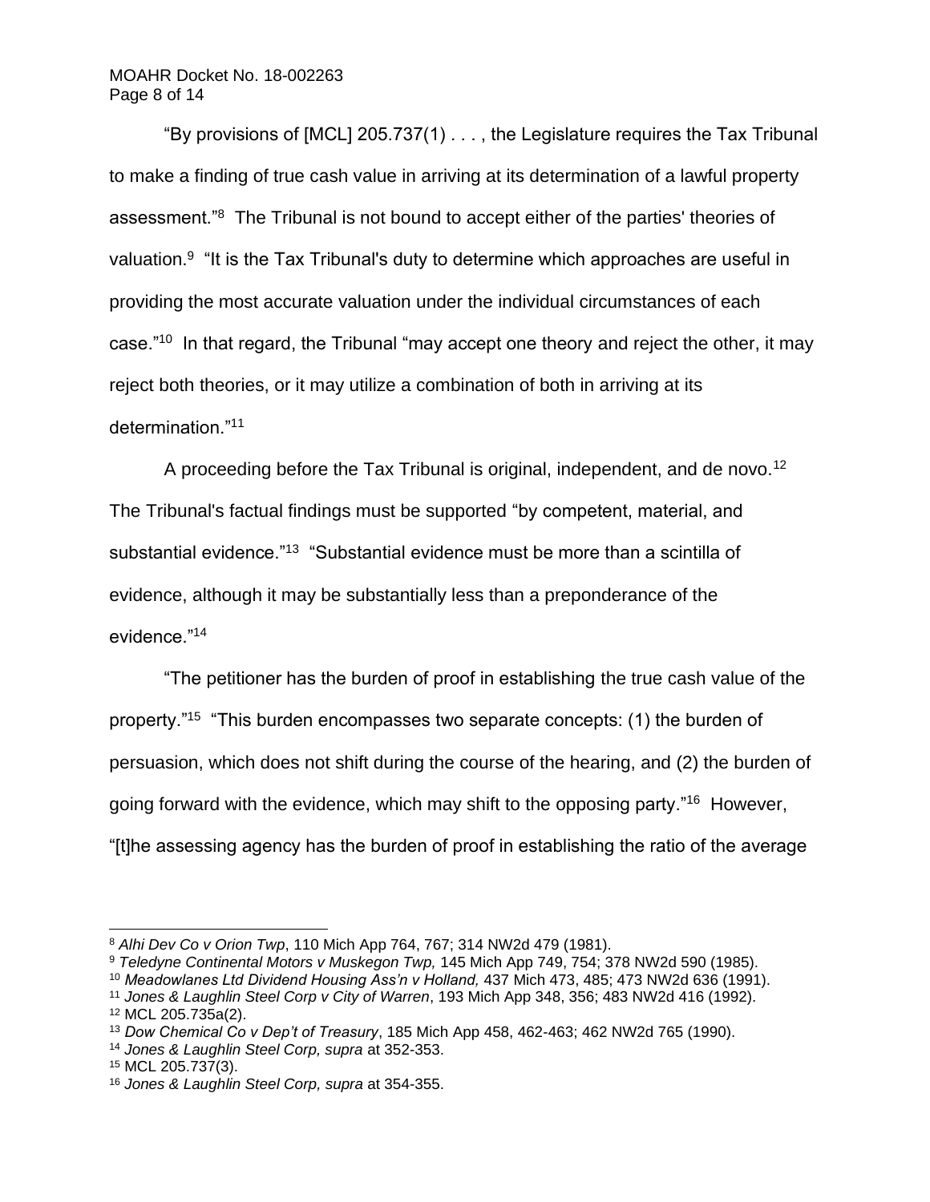"By provisions of [MCL] 205.737(1) . . . , the Legislature requires the Tax Tribunal to make a finding of true cash value in arriving at its determination of a lawful property assessment."[8] The Tribunal is not bound to accept either of the parties' theories of valuation.[9] "It is the Tax Tribunal's duty to determine which approaches are useful in providing the most accurate valuation under the individual circumstances of each case."[10] In that regard, the Tribunal "may accept one theory and reject the other, it may reject both theories, or it may utilize a combination of both in arriving at its determination."[11]

A proceeding before the Tax Tribunal is original, independent, and de novo.[12] The Tribunal's factual findings must be supported "by competent, material, and substantial evidence."[13] "Substantial evidence must be more than a scintilla of evidence, although it may be substantially less than a preponderance of the evidence."[14]

"The petitioner has the burden of proof in establishing the true cash value of the property."[15] "This burden encompasses two separate concepts: (1) the burden of persuasion, which does not shift during the course of the hearing, and (2) the burden of going forward with the evidence, which may shift to the opposing party."[16] However, "[t]he assessing agency has the burden of proof in establishing the ratio of the average

---

[8] *Alhi Dev Co v Orion Twp*, 110 Mich App 764, 767; 314 NW2d 479 (1981).

[9] *Teledyne Continental Motors v Muskegon Twp,* 145 Mich App 749, 754; 378 NW2d 590 (1985).

[10] *Meadowlanes Ltd Dividend Housing Ass'n v Holland,* 437 Mich 473, 485; 473 NW2d 636 (1991).

[11] *Jones & Laughlin Steel Corp v City of Warren*, 193 Mich App 348, 356; 483 NW2d 416 (1992).

[12] MCL 205.735a(2).

[13] *Dow Chemical Co v Dep't of Treasury*, 185 Mich App 458, 462-463; 462 NW2d 765 (1990).

[14] *Jones & Laughlin Steel Corp, supra* at 352-353.

[15] MCL 205.737(3).

[16] *Jones & Laughlin Steel Corp, supra* at 354-355.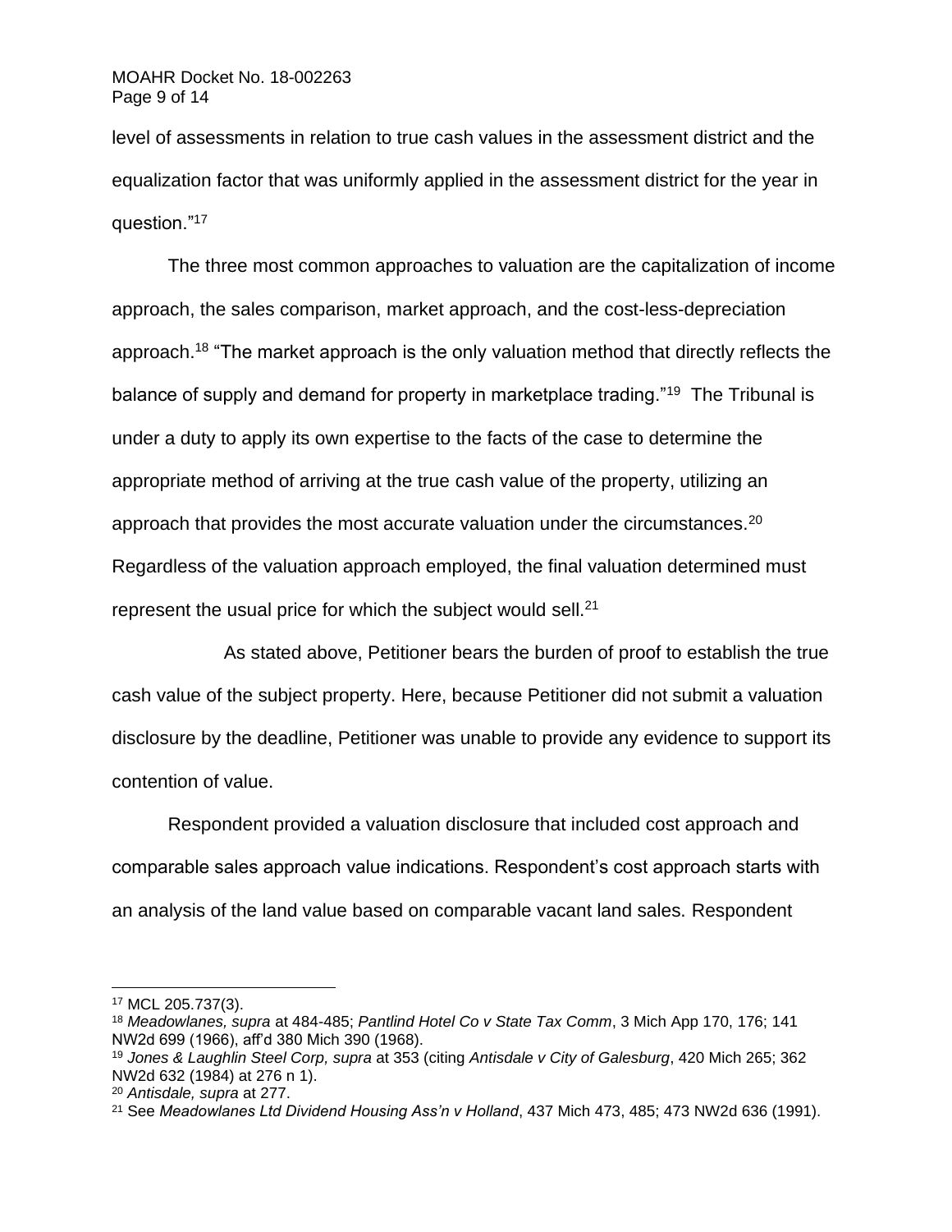level of assessments in relation to true cash values in the assessment district and the equalization factor that was uniformly applied in the assessment district for the year in question."[17]

The three most common approaches to valuation are the capitalization of income approach, the sales comparison, market approach, and the cost-less-depreciation approach.[18] "The market approach is the only valuation method that directly reflects the balance of supply and demand for property in marketplace trading."[19] The Tribunal is under a duty to apply its own expertise to the facts of the case to determine the appropriate method of arriving at the true cash value of the property, utilizing an approach that provides the most accurate valuation under the circumstances.[20] Regardless of the valuation approach employed, the final valuation determined must represent the usual price for which the subject would sell.[21]

As stated above, Petitioner bears the burden of proof to establish the true cash value of the subject property. Here, because Petitioner did not submit a valuation disclosure by the deadline, Petitioner was unable to provide any evidence to support its contention of value.

Respondent provided a valuation disclosure that included cost approach and comparable sales approach value indications. Respondent's cost approach starts with an analysis of the land value based on comparable vacant land sales. Respondent

---

[17] MCL 205.737(3).

[18] *Meadowlanes, supra* at 484-485; *Pantlind Hotel Co v State Tax Comm*, 3 Mich App 170, 176; 141 NW2d 699 (1966), aff'd 380 Mich 390 (1968).

[19] *Jones & Laughlin Steel Corp, supra* at 353 (citing *Antisdale v City of Galesburg*, 420 Mich 265; 362 NW2d 632 (1984) at 276 n 1).

[20] *Antisdale, supra* at 277.

[21] See *Meadowlanes Ltd Dividend Housing Ass'n v Holland*, 437 Mich 473, 485; 473 NW2d 636 (1991).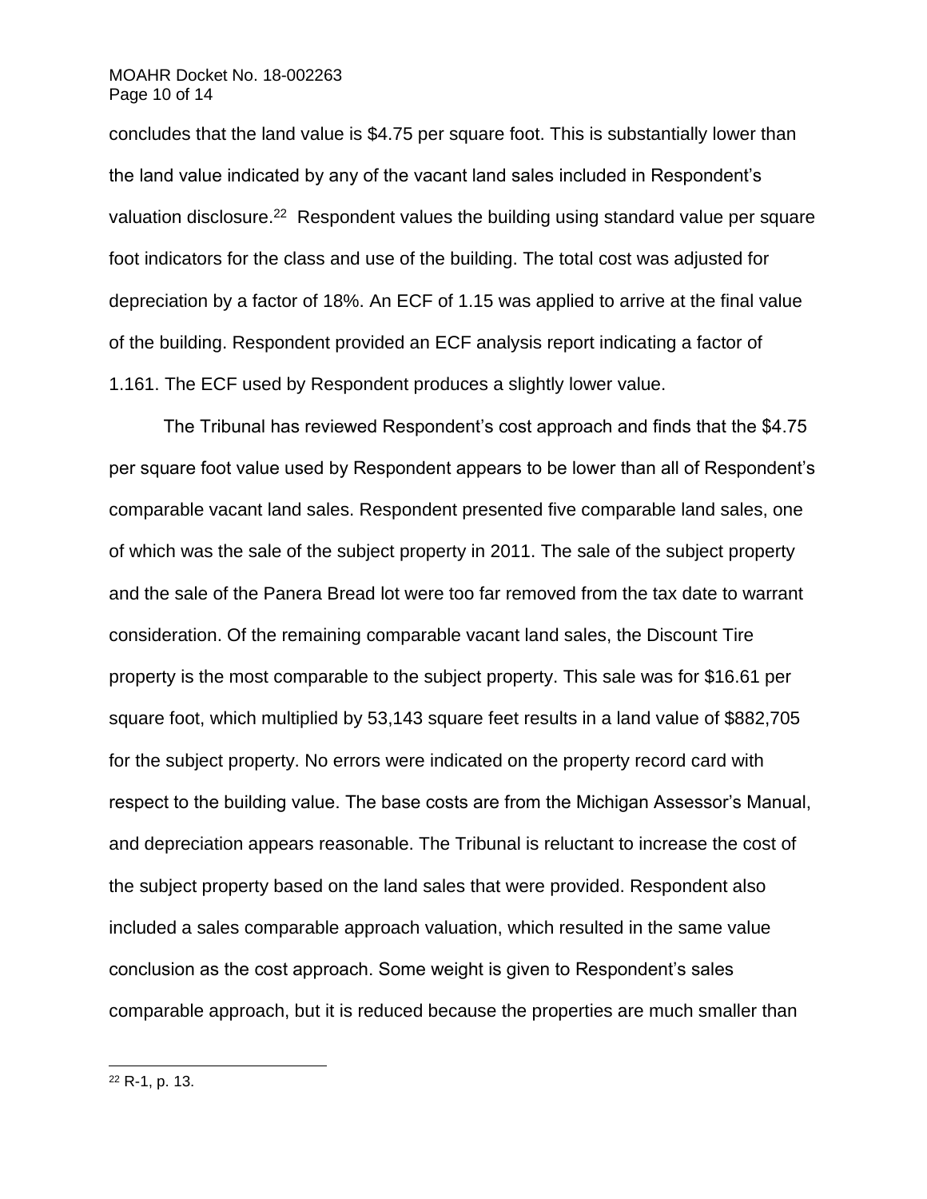concludes that the land value is $4.75 per square foot. This is substantially lower than the land value indicated by any of the vacant land sales included in Respondent's valuation disclosure.[22] Respondent values the building using standard value per square foot indicators for the class and use of the building. The total cost was adjusted for depreciation by a factor of 18%. An ECF of 1.15 was applied to arrive at the final value of the building. Respondent provided an ECF analysis report indicating a factor of 1.161. The ECF used by Respondent produces a slightly lower value.

The Tribunal has reviewed Respondent's cost approach and finds that the $4.75 per square foot value used by Respondent appears to be lower than all of Respondent's comparable vacant land sales. Respondent presented five comparable land sales, one of which was the sale of the subject property in 2011. The sale of the subject property and the sale of the Panera Bread lot were too far removed from the tax date to warrant consideration. Of the remaining comparable vacant land sales, the Discount Tire property is the most comparable to the subject property. This sale was for $16.61 per square foot, which multiplied by 53,143 square feet results in a land value of $882,705 for the subject property. No errors were indicated on the property record card with respect to the building value. The base costs are from the Michigan Assessor's Manual, and depreciation appears reasonable. The Tribunal is reluctant to increase the cost of the subject property based on the land sales that were provided. Respondent also included a sales comparable approach valuation, which resulted in the same value conclusion as the cost approach. Some weight is given to Respondent's sales comparable approach, but it is reduced because the properties are much smaller than

---

[22] R-1, p. 13.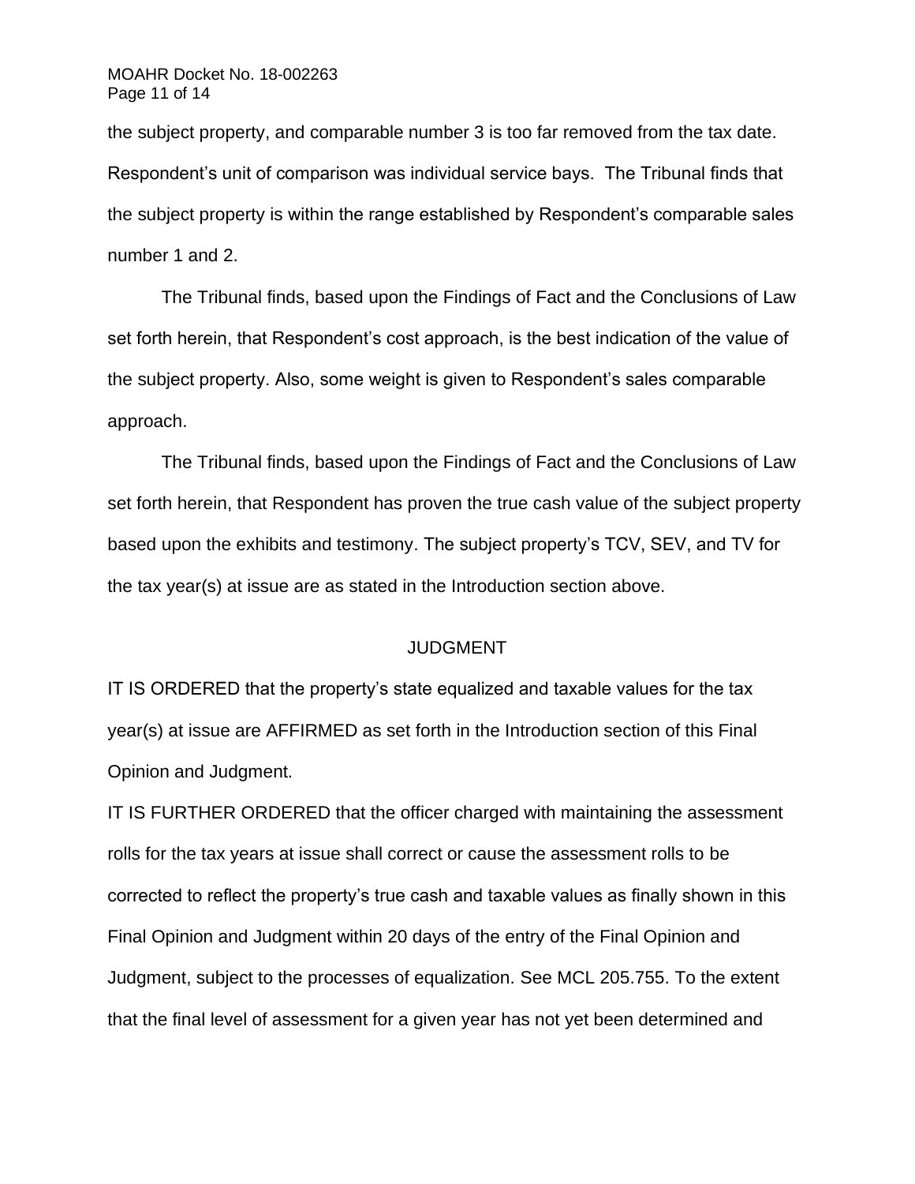the subject property, and comparable number 3 is too far removed from the tax date. Respondent's unit of comparison was individual service bays. The Tribunal finds that the subject property is within the range established by Respondent's comparable sales number 1 and 2.

The Tribunal finds, based upon the Findings of Fact and the Conclusions of Law set forth herein, that Respondent's cost approach, is the best indication of the value of the subject property. Also, some weight is given to Respondent's sales comparable approach.

The Tribunal finds, based upon the Findings of Fact and the Conclusions of Law set forth herein, that Respondent has proven the true cash value of the subject property based upon the exhibits and testimony. The subject property's TCV, SEV, and TV for the tax year(s) at issue are as stated in the Introduction section above.

## JUDGMENT

IT IS ORDERED that the property's state equalized and taxable values for the tax year(s) at issue are AFFIRMED as set forth in the Introduction section of this Final Opinion and Judgment.

IT IS FURTHER ORDERED that the officer charged with maintaining the assessment rolls for the tax years at issue shall correct or cause the assessment rolls to be corrected to reflect the property's true cash and taxable values as finally shown in this Final Opinion and Judgment within 20 days of the entry of the Final Opinion and Judgment, subject to the processes of equalization. See MCL 205.755. To the extent that the final level of assessment for a given year has not yet been determined and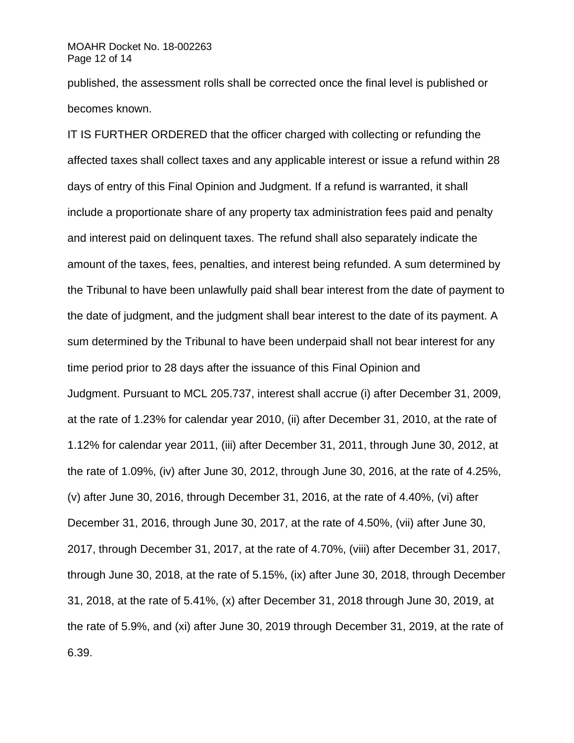published, the assessment rolls shall be corrected once the final level is published or becomes known.

IT IS FURTHER ORDERED that the officer charged with collecting or refunding the affected taxes shall collect taxes and any applicable interest or issue a refund within 28 days of entry of this Final Opinion and Judgment. If a refund is warranted, it shall include a proportionate share of any property tax administration fees paid and penalty and interest paid on delinquent taxes. The refund shall also separately indicate the amount of the taxes, fees, penalties, and interest being refunded. A sum determined by the Tribunal to have been unlawfully paid shall bear interest from the date of payment to the date of judgment, and the judgment shall bear interest to the date of its payment. A sum determined by the Tribunal to have been underpaid shall not bear interest for any time period prior to 28 days after the issuance of this Final Opinion and Judgment. Pursuant to MCL 205.737, interest shall accrue (i) after December 31, 2009, at the rate of 1.23% for calendar year 2010, (ii) after December 31, 2010, at the rate of 1.12% for calendar year 2011, (iii) after December 31, 2011, through June 30, 2012, at the rate of 1.09%, (iv) after June 30, 2012, through June 30, 2016, at the rate of 4.25%, (v) after June 30, 2016, through December 31, 2016, at the rate of 4.40%, (vi) after December 31, 2016, through June 30, 2017, at the rate of 4.50%, (vii) after June 30, 2017, through December 31, 2017, at the rate of 4.70%, (viii) after December 31, 2017, through June 30, 2018, at the rate of 5.15%, (ix) after June 30, 2018, through December 31, 2018, at the rate of 5.41%, (x) after December 31, 2018 through June 30, 2019, at the rate of 5.9%, and (xi) after June 30, 2019 through December 31, 2019, at the rate of 6.39.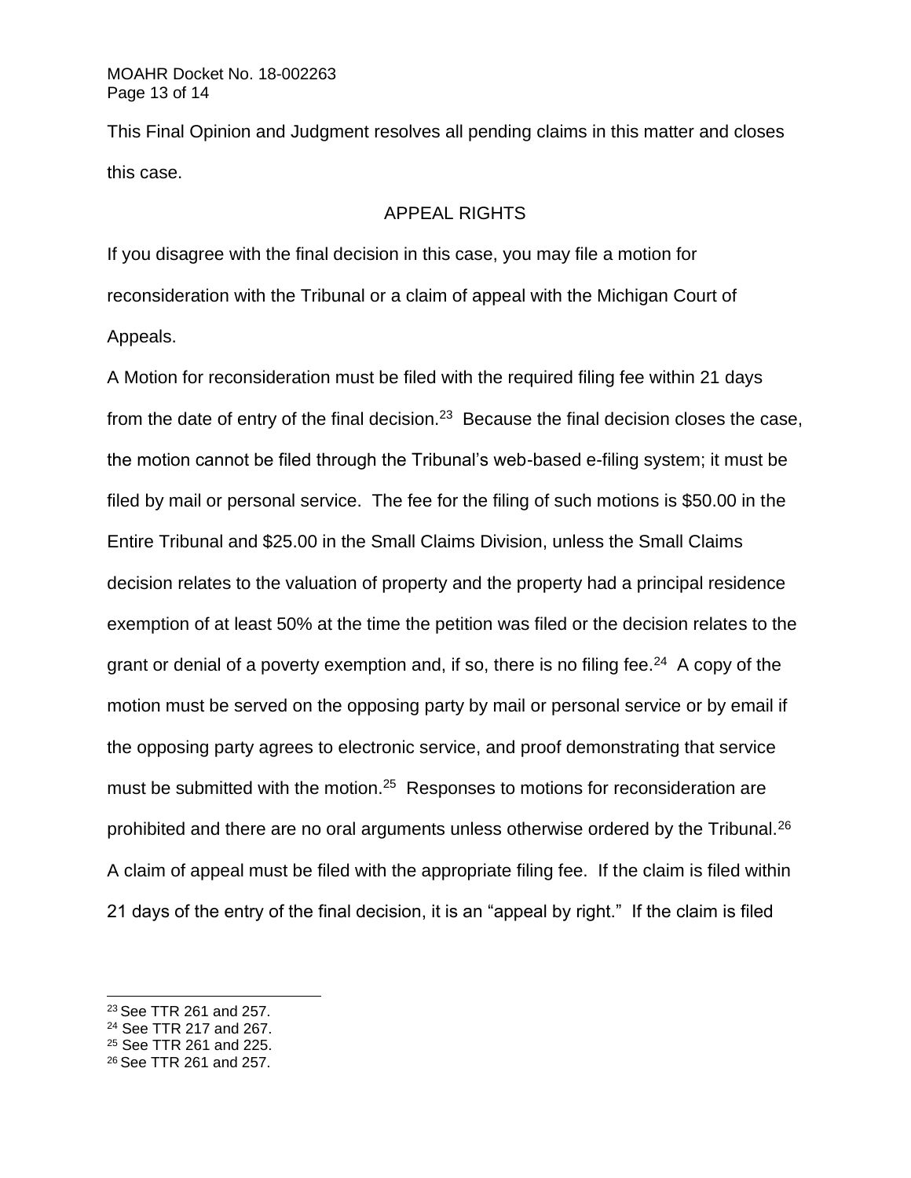This Final Opinion and Judgment resolves all pending claims in this matter and closes this case.

## APPEAL RIGHTS

If you disagree with the final decision in this case, you may file a motion for reconsideration with the Tribunal or a claim of appeal with the Michigan Court of Appeals.

A Motion for reconsideration must be filed with the required filing fee within 21 days from the date of entry of the final decision.[23] Because the final decision closes the case, the motion cannot be filed through the Tribunal's web-based e-filing system; it must be filed by mail or personal service. The fee for the filing of such motions is $50.00 in the Entire Tribunal and $25.00 in the Small Claims Division, unless the Small Claims decision relates to the valuation of property and the property had a principal residence exemption of at least 50% at the time the petition was filed or the decision relates to the grant or denial of a poverty exemption and, if so, there is no filing fee.[24] A copy of the motion must be served on the opposing party by mail or personal service or by email if the opposing party agrees to electronic service, and proof demonstrating that service must be submitted with the motion.[25] Responses to motions for reconsideration are prohibited and there are no oral arguments unless otherwise ordered by the Tribunal.[26]

A claim of appeal must be filed with the appropriate filing fee. If the claim is filed within 21 days of the entry of the final decision, it is an "appeal by right." If the claim is filed

---

[23] See TTR 261 and 257.

[24] See TTR 217 and 267.

[25] See TTR 261 and 225.

[26] See TTR 261 and 257.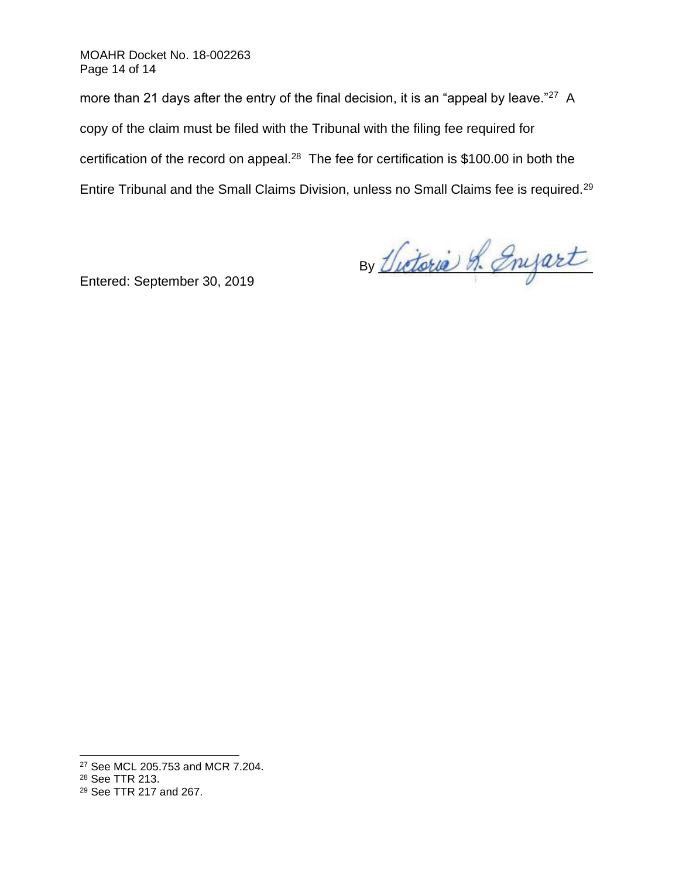more than 21 days after the entry of the final decision, it is an "appeal by leave."[27] A copy of the claim must be filed with the Tribunal with the filing fee required for certification of the record on appeal.[28] The fee for certification is $100.00 in both the Entire Tribunal and the Small Claims Division, unless no Small Claims fee is required.[29]

Entered: September 30, 2019

By Victoria L. Enyart

---

[27] See MCL 205.753 and MCR 7.204.

[28] See TTR 213.

[29] See TTR 217 and 267.